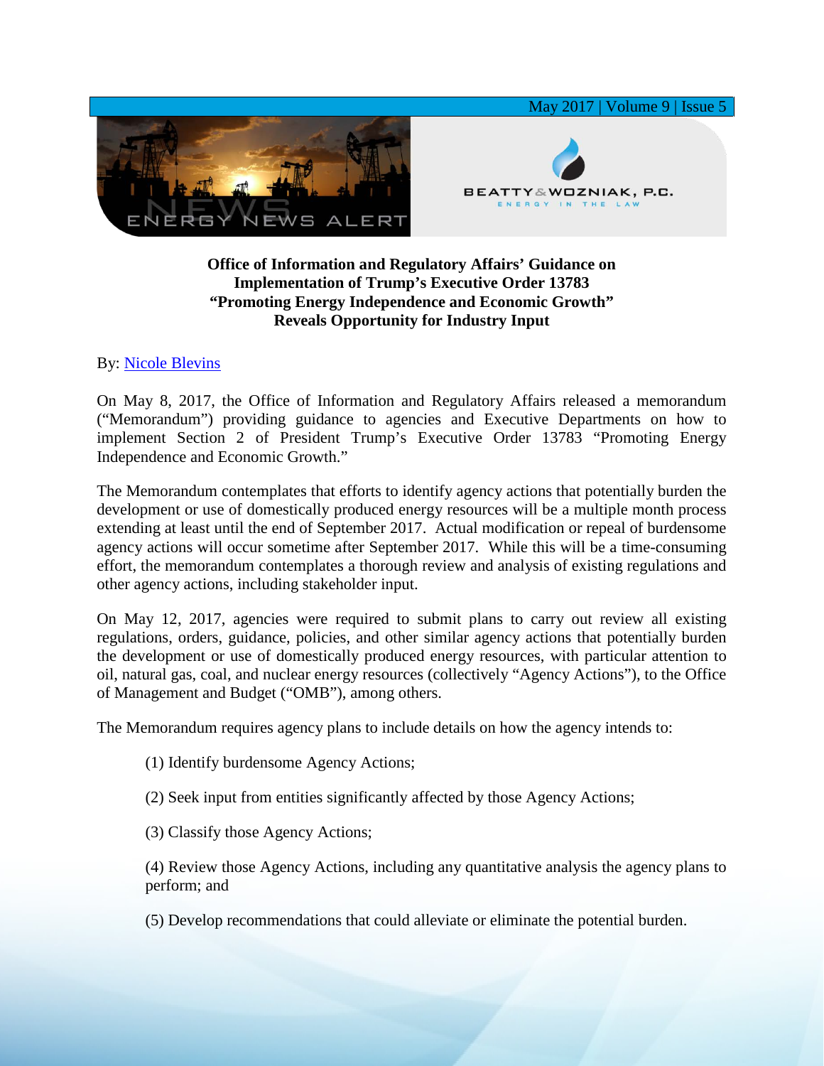**Office of Information and Regulatory Affairs' Guidance on Implementation of Trump's Executive Order 13783 "Promoting Energy Independence and Economic Growth" Reveals Opportunity for Industry Input**

By: Nicole Blevins

On May 8, 2017, the Office of Information and Regulatory Affairs released a memorandum ("Memorandum") providing guidance to agencies and Executive Departments on how to implement Section 2 of President Trump's Executive Order 13783 "Promoting Energy Independence and Economic Growth."

The Memorandum contemplates that efforts to identify agency actions that potentially burden the development or use of domestically produced energy resources will be a multiple month process extending at least until the end of September 2017. Actual modification or repeal of burdensome agency actions will occur sometime after September 2017. While this will be a time-consuming effort, the memorandum contemplates a thorough review and analysis of existing regulations and other agency actions, including stakeholder input.

On May 12, 2017, agencies were required to submit plans to carry out review all existing regulations, orders, guidance, policies, and other similar agency actions that potentially burden the development or use of domestically produced energy resources, with particular attention to oil, natural gas, coal, and nuclear energy resources (collectively "Agency Actions"), to the Office of Management and Budget ("OMB"), among others.

The Memorandum requires agency plans to include details on how the agency intends to:

(1) Identify burdensome Agency Actions;

(2) Seek input from entities significantly affected by those Agency Actions;

(3) Classify those Agency Actions;

(4) Review those Agency Actions, including any quantitative analysis the agency plans to perform; and

(5) Develop recommendations that could alleviate or eliminate the potential burden.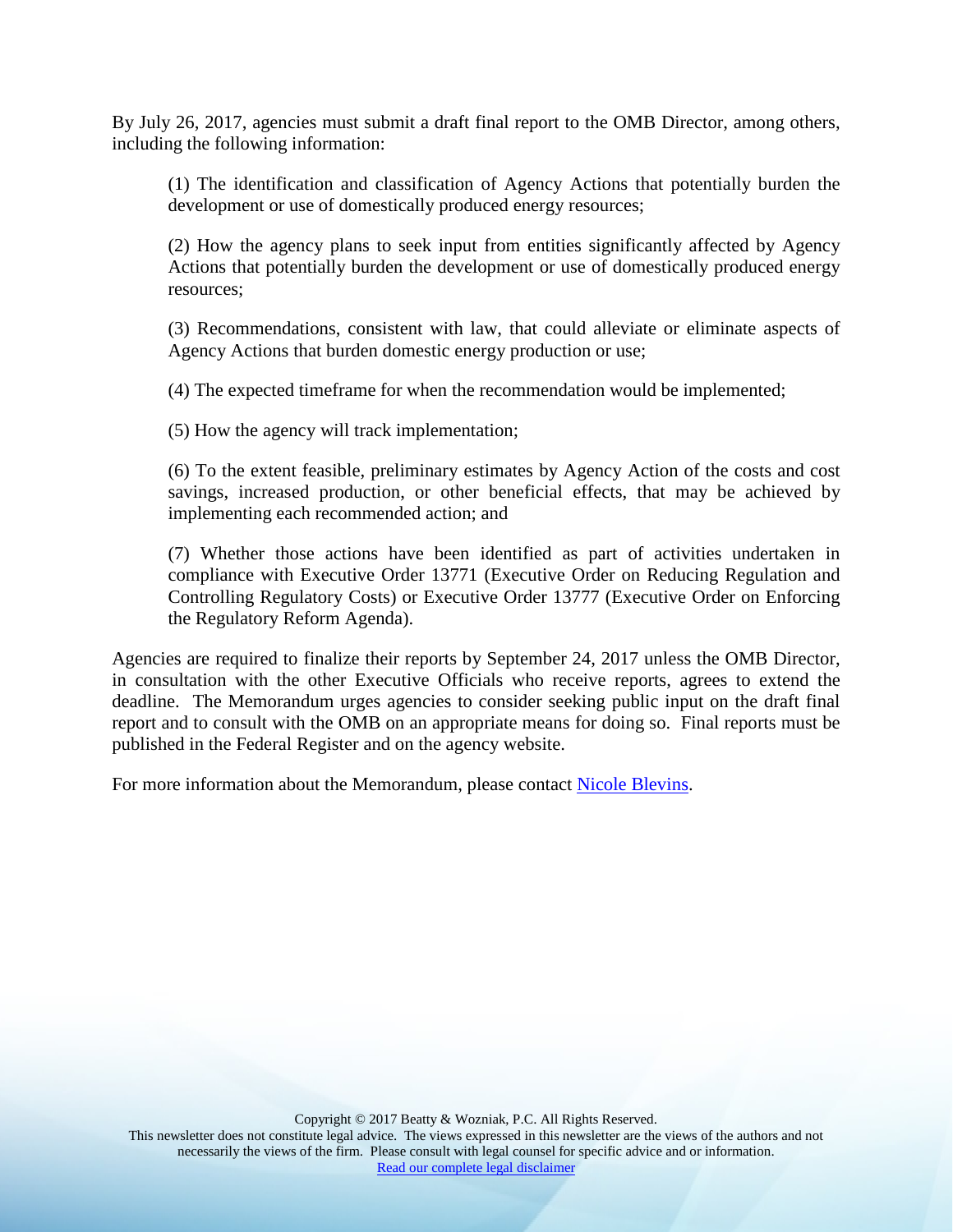By July 26, 2017, agencies must submit a draft final report to the OMB Director, among others, including the following information:

> (1) The identification and classification of Agency Actions that potentially burden the development or use of domestically produced energy resources;
>
> (2) How the agency plans to seek input from entities significantly affected by Agency Actions that potentially burden the development or use of domestically produced energy resources;
>
> (3) Recommendations, consistent with law, that could alleviate or eliminate aspects of Agency Actions that burden domestic energy production or use;
>
> (4) The expected timeframe for when the recommendation would be implemented;
>
> (5) How the agency will track implementation;
>
> (6) To the extent feasible, preliminary estimates by Agency Action of the costs and cost savings, increased production, or other beneficial effects, that may be achieved by implementing each recommended action; and
>
> (7) Whether those actions have been identified as part of activities undertaken in compliance with Executive Order 13771 (Executive Order on Reducing Regulation and Controlling Regulatory Costs) or Executive Order 13777 (Executive Order on Enforcing the Regulatory Reform Agenda).

Agencies are required to finalize their reports by September 24, 2017 unless the OMB Director, in consultation with the other Executive Officials who receive reports, agrees to extend the deadline. The Memorandum urges agencies to consider seeking public input on the draft final report and to consult with the OMB on an appropriate means for doing so. Final reports must be published in the Federal Register and on the agency website.

For more information about the Memorandum, please contact Nicole Blevins.

Copyright © 2017 Beatty & Wozniak, P.C. All Rights Reserved.
This newsletter does not constitute legal advice. The views expressed in this newsletter are the views of the authors and not necessarily the views of the firm. Please consult with legal counsel for specific advice and or information.
Read our complete legal disclaimer